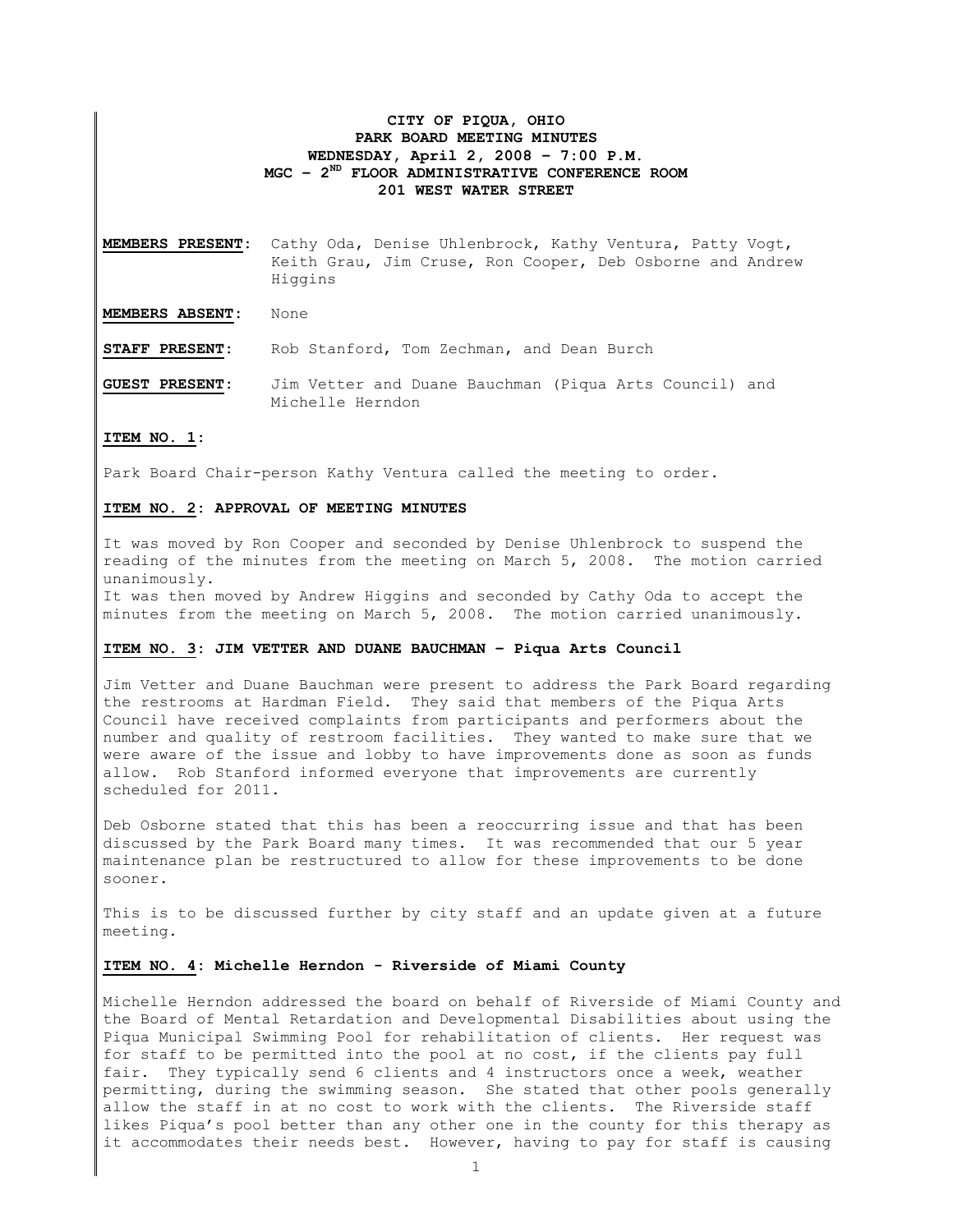**CITY OF PIQUA, OHIO**
**PARK BOARD MEETING MINUTES**
**WEDNESDAY, April 2, 2008 – 7:00 P.M.**
**MGC – 2ND FLOOR ADMINISTRATIVE CONFERENCE ROOM**
**201 WEST WATER STREET**

**MEMBERS PRESENT:** Cathy Oda, Denise Uhlenbrock, Kathy Ventura, Patty Vogt, Keith Grau, Jim Cruse, Ron Cooper, Deb Osborne and Andrew Higgins

**MEMBERS ABSENT:** None

**STAFF PRESENT:** Rob Stanford, Tom Zechman, and Dean Burch

**GUEST PRESENT:** Jim Vetter and Duane Bauchman (Piqua Arts Council) and Michelle Herndon

**ITEM NO. 1:**

Park Board Chair-person Kathy Ventura called the meeting to order.

**ITEM NO. 2: APPROVAL OF MEETING MINUTES**

It was moved by Ron Cooper and seconded by Denise Uhlenbrock to suspend the reading of the minutes from the meeting on March 5, 2008. The motion carried unanimously.
It was then moved by Andrew Higgins and seconded by Cathy Oda to accept the minutes from the meeting on March 5, 2008. The motion carried unanimously.

**ITEM NO. 3: JIM VETTER AND DUANE BAUCHMAN – Piqua Arts Council**

Jim Vetter and Duane Bauchman were present to address the Park Board regarding the restrooms at Hardman Field. They said that members of the Piqua Arts Council have received complaints from participants and performers about the number and quality of restroom facilities. They wanted to make sure that we were aware of the issue and lobby to have improvements done as soon as funds allow. Rob Stanford informed everyone that improvements are currently scheduled for 2011.

Deb Osborne stated that this has been a reoccurring issue and that has been discussed by the Park Board many times. It was recommended that our 5 year maintenance plan be restructured to allow for these improvements to be done sooner.

This is to be discussed further by city staff and an update given at a future meeting.

**ITEM NO. 4: Michelle Herndon - Riverside of Miami County**

Michelle Herndon addressed the board on behalf of Riverside of Miami County and the Board of Mental Retardation and Developmental Disabilities about using the Piqua Municipal Swimming Pool for rehabilitation of clients. Her request was for staff to be permitted into the pool at no cost, if the clients pay full fair. They typically send 6 clients and 4 instructors once a week, weather permitting, during the swimming season. She stated that other pools generally allow the staff in at no cost to work with the clients. The Riverside staff likes Piqua's pool better than any other one in the county for this therapy as it accommodates their needs best. However, having to pay for staff is causing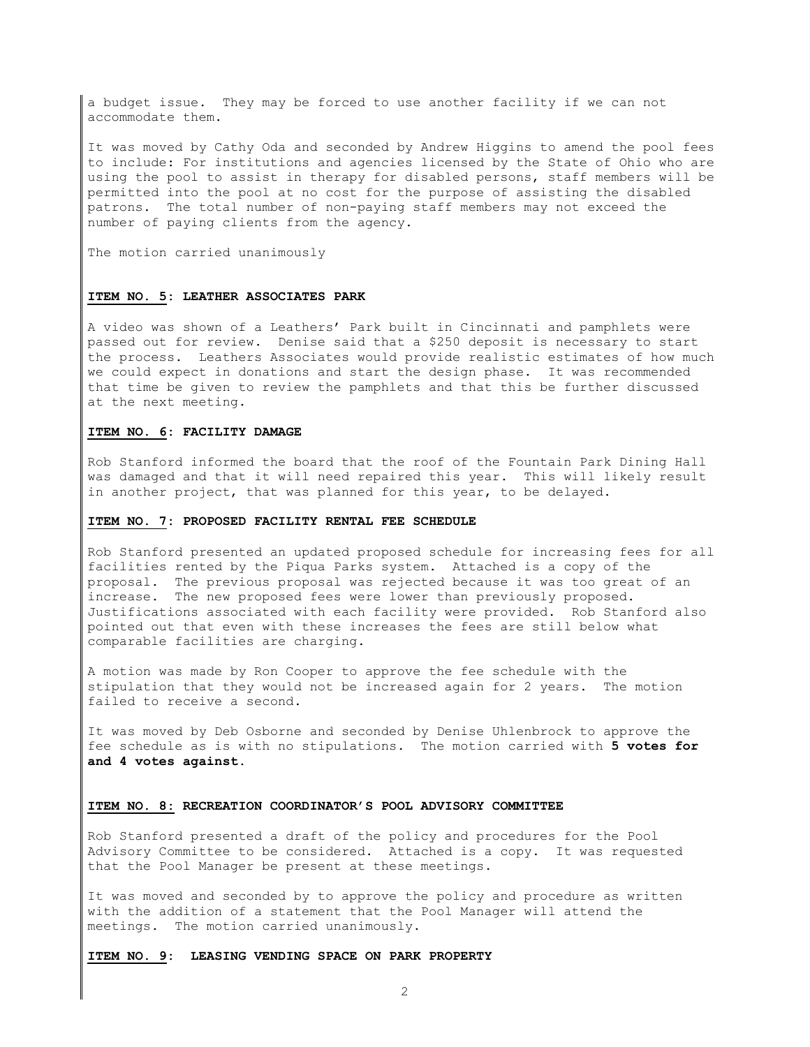a budget issue. They may be forced to use another facility if we can not accommodate them.

It was moved by Cathy Oda and seconded by Andrew Higgins to amend the pool fees to include: For institutions and agencies licensed by the State of Ohio who are using the pool to assist in therapy for disabled persons, staff members will be permitted into the pool at no cost for the purpose of assisting the disabled patrons. The total number of non-paying staff members may not exceed the number of paying clients from the agency.

The motion carried unanimously

**ITEM NO. 5: LEATHER ASSOCIATES PARK**

A video was shown of a Leathers' Park built in Cincinnati and pamphlets were passed out for review. Denise said that a $250 deposit is necessary to start the process. Leathers Associates would provide realistic estimates of how much we could expect in donations and start the design phase. It was recommended that time be given to review the pamphlets and that this be further discussed at the next meeting.

**ITEM NO. 6: FACILITY DAMAGE**

Rob Stanford informed the board that the roof of the Fountain Park Dining Hall was damaged and that it will need repaired this year. This will likely result in another project, that was planned for this year, to be delayed.

**ITEM NO. 7: PROPOSED FACILITY RENTAL FEE SCHEDULE**

Rob Stanford presented an updated proposed schedule for increasing fees for all facilities rented by the Piqua Parks system. Attached is a copy of the proposal. The previous proposal was rejected because it was too great of an increase. The new proposed fees were lower than previously proposed. Justifications associated with each facility were provided. Rob Stanford also pointed out that even with these increases the fees are still below what comparable facilities are charging.

A motion was made by Ron Cooper to approve the fee schedule with the stipulation that they would not be increased again for 2 years. The motion failed to receive a second.

It was moved by Deb Osborne and seconded by Denise Uhlenbrock to approve the fee schedule as is with no stipulations. The motion carried with **5 votes for and 4 votes against.**

**ITEM NO. 8: RECREATION COORDINATOR'S POOL ADVISORY COMMITTEE**

Rob Stanford presented a draft of the policy and procedures for the Pool Advisory Committee to be considered. Attached is a copy. It was requested that the Pool Manager be present at these meetings.

It was moved and seconded by to approve the policy and procedure as written with the addition of a statement that the Pool Manager will attend the meetings. The motion carried unanimously.

**ITEM NO. 9: LEASING VENDING SPACE ON PARK PROPERTY**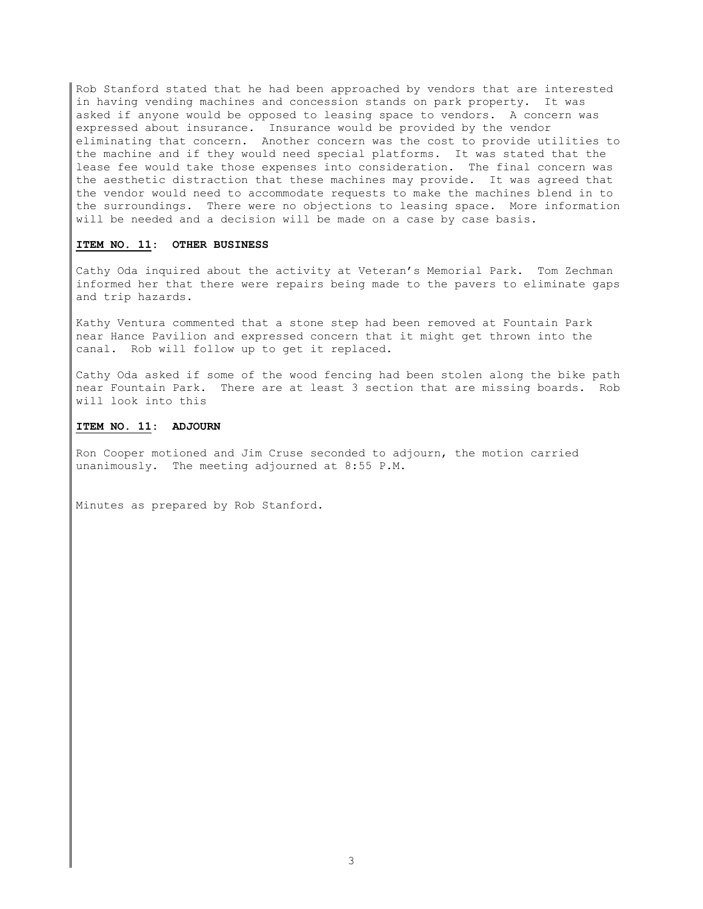Rob Stanford stated that he had been approached by vendors that are interested in having vending machines and concession stands on park property. It was asked if anyone would be opposed to leasing space to vendors. A concern was expressed about insurance. Insurance would be provided by the vendor eliminating that concern. Another concern was the cost to provide utilities to the machine and if they would need special platforms. It was stated that the lease fee would take those expenses into consideration. The final concern was the aesthetic distraction that these machines may provide. It was agreed that the vendor would need to accommodate requests to make the machines blend in to the surroundings. There were no objections to leasing space. More information will be needed and a decision will be made on a case by case basis.

**ITEM NO. 11: OTHER BUSINESS**

Cathy Oda inquired about the activity at Veteran's Memorial Park. Tom Zechman informed her that there were repairs being made to the pavers to eliminate gaps and trip hazards.

Kathy Ventura commented that a stone step had been removed at Fountain Park near Hance Pavilion and expressed concern that it might get thrown into the canal. Rob will follow up to get it replaced.

Cathy Oda asked if some of the wood fencing had been stolen along the bike path near Fountain Park. There are at least 3 section that are missing boards. Rob will look into this

**ITEM NO. 11: ADJOURN**

Ron Cooper motioned and Jim Cruse seconded to adjourn, the motion carried unanimously. The meeting adjourned at 8:55 P.M.

Minutes as prepared by Rob Stanford.